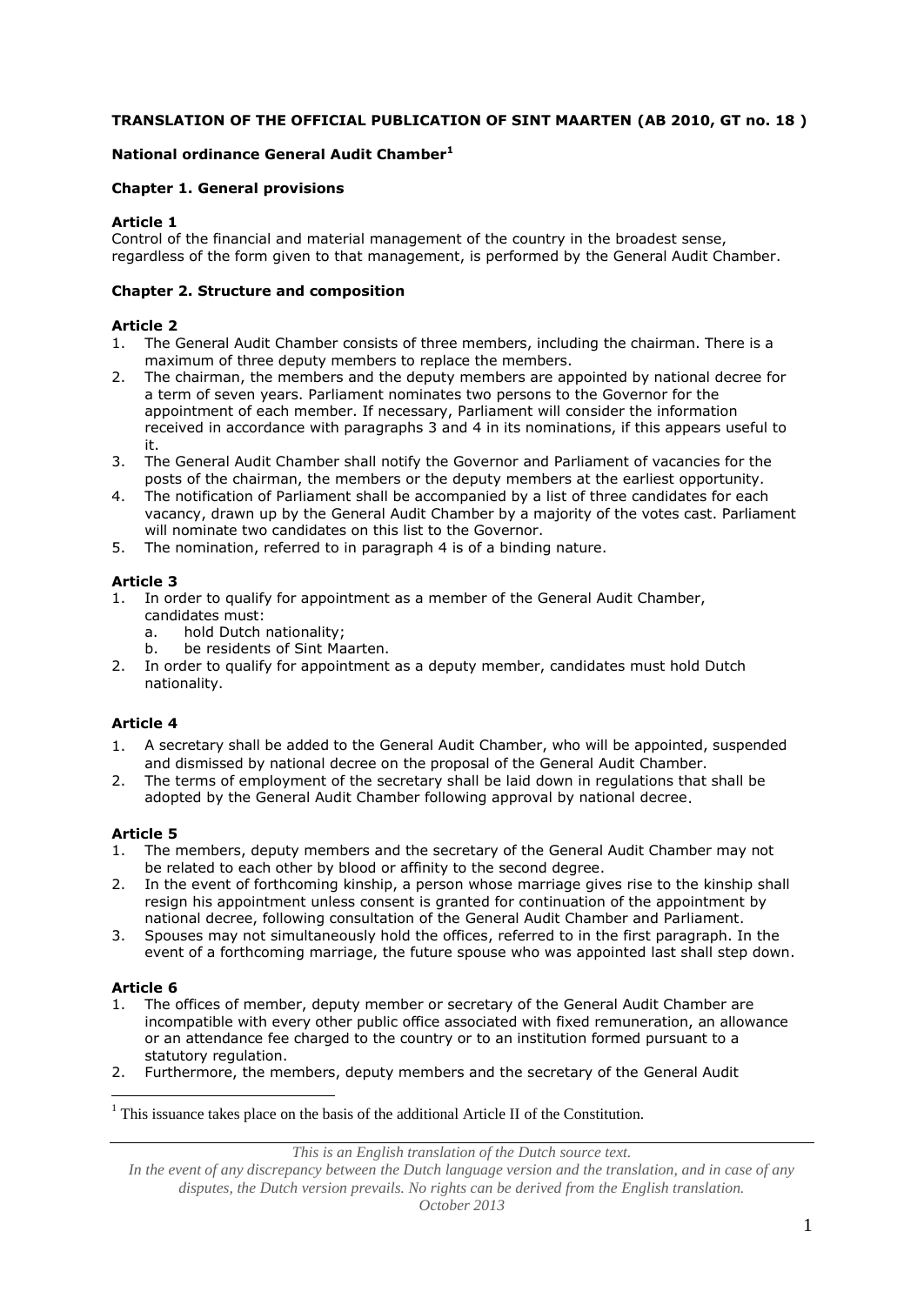**TRANSLATION OF THE OFFICIAL PUBLICATION OF SINT MAARTEN (AB 2010, GT no. 18 )**

**National ordinance General Audit Chamber[1]**

**Chapter 1. General provisions**

**Article 1**
Control of the financial and material management of the country in the broadest sense, regardless of the form given to that management, is performed by the General Audit Chamber.

**Chapter 2. Structure and composition**

**Article 2**
1. The General Audit Chamber consists of three members, including the chairman. There is a maximum of three deputy members to replace the members.
2. The chairman, the members and the deputy members are appointed by national decree for a term of seven years. Parliament nominates two persons to the Governor for the appointment of each member. If necessary, Parliament will consider the information received in accordance with paragraphs 3 and 4 in its nominations, if this appears useful to it.
3. The General Audit Chamber shall notify the Governor and Parliament of vacancies for the posts of the chairman, the members or the deputy members at the earliest opportunity.
4. The notification of Parliament shall be accompanied by a list of three candidates for each vacancy, drawn up by the General Audit Chamber by a majority of the votes cast. Parliament will nominate two candidates on this list to the Governor.
5. The nomination, referred to in paragraph 4 is of a binding nature.

**Article 3**
1. In order to qualify for appointment as a member of the General Audit Chamber, candidates must:
   a. hold Dutch nationality;
   b. be residents of Sint Maarten.
2. In order to qualify for appointment as a deputy member, candidates must hold Dutch nationality.

**Article 4**
1. A secretary shall be added to the General Audit Chamber, who will be appointed, suspended and dismissed by national decree on the proposal of the General Audit Chamber.
2. The terms of employment of the secretary shall be laid down in regulations that shall be adopted by the General Audit Chamber following approval by national decree.

**Article 5**
1. The members, deputy members and the secretary of the General Audit Chamber may not be related to each other by blood or affinity to the second degree.
2. In the event of forthcoming kinship, a person whose marriage gives rise to the kinship shall resign his appointment unless consent is granted for continuation of the appointment by national decree, following consultation of the General Audit Chamber and Parliament.
3. Spouses may not simultaneously hold the offices, referred to in the first paragraph. In the event of a forthcoming marriage, the future spouse who was appointed last shall step down.

**Article 6**
1. The offices of member, deputy member or secretary of the General Audit Chamber are incompatible with every other public office associated with fixed remuneration, an allowance or an attendance fee charged to the country or to an institution formed pursuant to a statutory regulation.
2. Furthermore, the members, deputy members and the secretary of the General Audit

[1] This issuance takes place on the basis of the additional Article II of the Constitution.

*This is an English translation of the Dutch source text.*
*In the event of any discrepancy between the Dutch language version and the translation, and in case of any disputes, the Dutch version prevails. No rights can be derived from the English translation.*
*October 2013*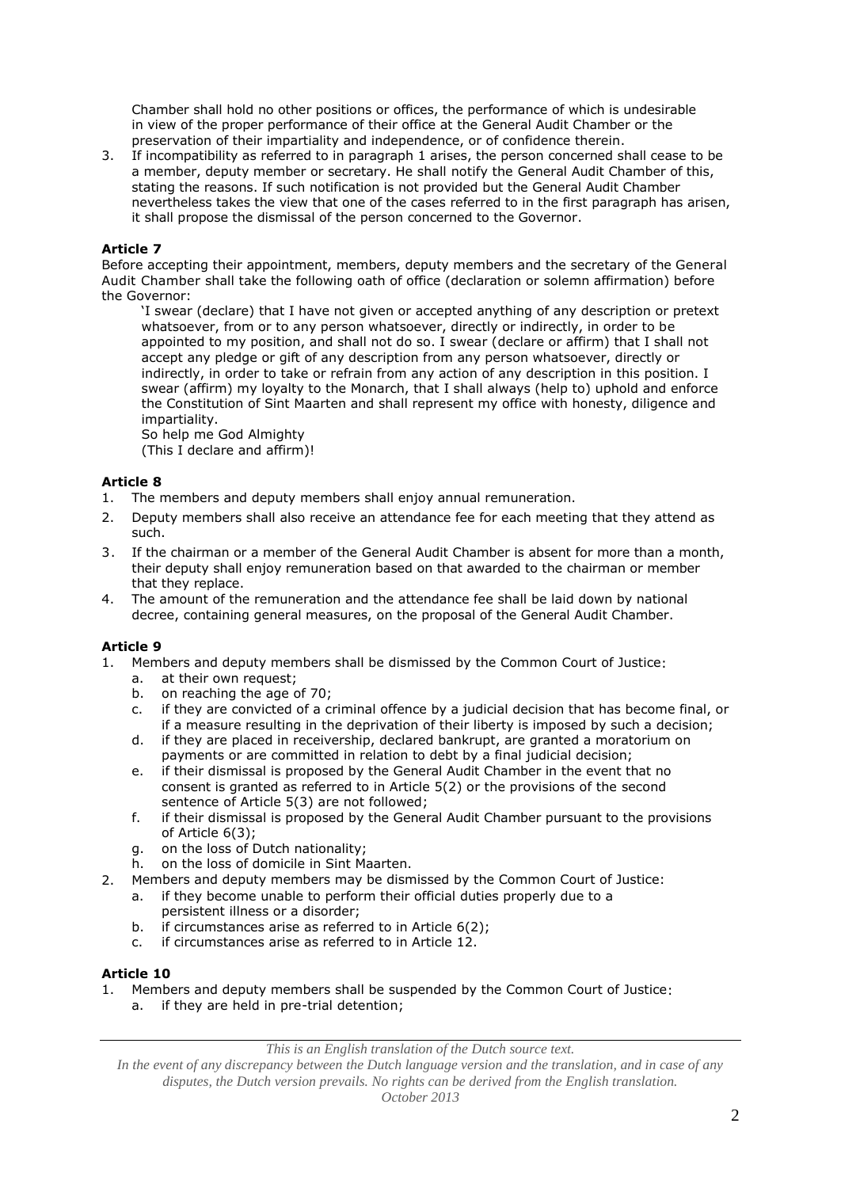Chamber shall hold no other positions or offices, the performance of which is undesirable in view of the proper performance of their office at the General Audit Chamber or the preservation of their impartiality and independence, or of confidence therein.

3. If incompatibility as referred to in paragraph 1 arises, the person concerned shall cease to be a member, deputy member or secretary. He shall notify the General Audit Chamber of this, stating the reasons. If such notification is not provided but the General Audit Chamber nevertheless takes the view that one of the cases referred to in the first paragraph has arisen, it shall propose the dismissal of the person concerned to the Governor.

**Article 7**

Before accepting their appointment, members, deputy members and the secretary of the General Audit Chamber shall take the following oath of office (declaration or solemn affirmation) before the Governor:

> 'I swear (declare) that I have not given or accepted anything of any description or pretext whatsoever, from or to any person whatsoever, directly or indirectly, in order to be appointed to my position, and shall not do so. I swear (declare or affirm) that I shall not accept any pledge or gift of any description from any person whatsoever, directly or indirectly, in order to take or refrain from any action of any description in this position. I swear (affirm) my loyalty to the Monarch, that I shall always (help to) uphold and enforce the Constitution of Sint Maarten and shall represent my office with honesty, diligence and impartiality.
> So help me God Almighty
> (This I declare and affirm)!

**Article 8**

1. The members and deputy members shall enjoy annual remuneration.
2. Deputy members shall also receive an attendance fee for each meeting that they attend as such.
3. If the chairman or a member of the General Audit Chamber is absent for more than a month, their deputy shall enjoy remuneration based on that awarded to the chairman or member that they replace.
4. The amount of the remuneration and the attendance fee shall be laid down by national decree, containing general measures, on the proposal of the General Audit Chamber.

**Article 9**

1. Members and deputy members shall be dismissed by the Common Court of Justice:
   a. at their own request;
   b. on reaching the age of 70;
   c. if they are convicted of a criminal offence by a judicial decision that has become final, or if a measure resulting in the deprivation of their liberty is imposed by such a decision;
   d. if they are placed in receivership, declared bankrupt, are granted a moratorium on payments or are committed in relation to debt by a final judicial decision;
   e. if their dismissal is proposed by the General Audit Chamber in the event that no consent is granted as referred to in Article 5(2) or the provisions of the second sentence of Article 5(3) are not followed;
   f. if their dismissal is proposed by the General Audit Chamber pursuant to the provisions of Article 6(3);
   g. on the loss of Dutch nationality;
   h. on the loss of domicile in Sint Maarten.
2. Members and deputy members may be dismissed by the Common Court of Justice:
   a. if they become unable to perform their official duties properly due to a persistent illness or a disorder;
   b. if circumstances arise as referred to in Article 6(2);
   c. if circumstances arise as referred to in Article 12.

**Article 10**

1. Members and deputy members shall be suspended by the Common Court of Justice:
   a. if they are held in pre-trial detention;

*This is an English translation of the Dutch source text.*
*In the event of any discrepancy between the Dutch language version and the translation, and in case of any disputes, the Dutch version prevails. No rights can be derived from the English translation.*
*October 2013*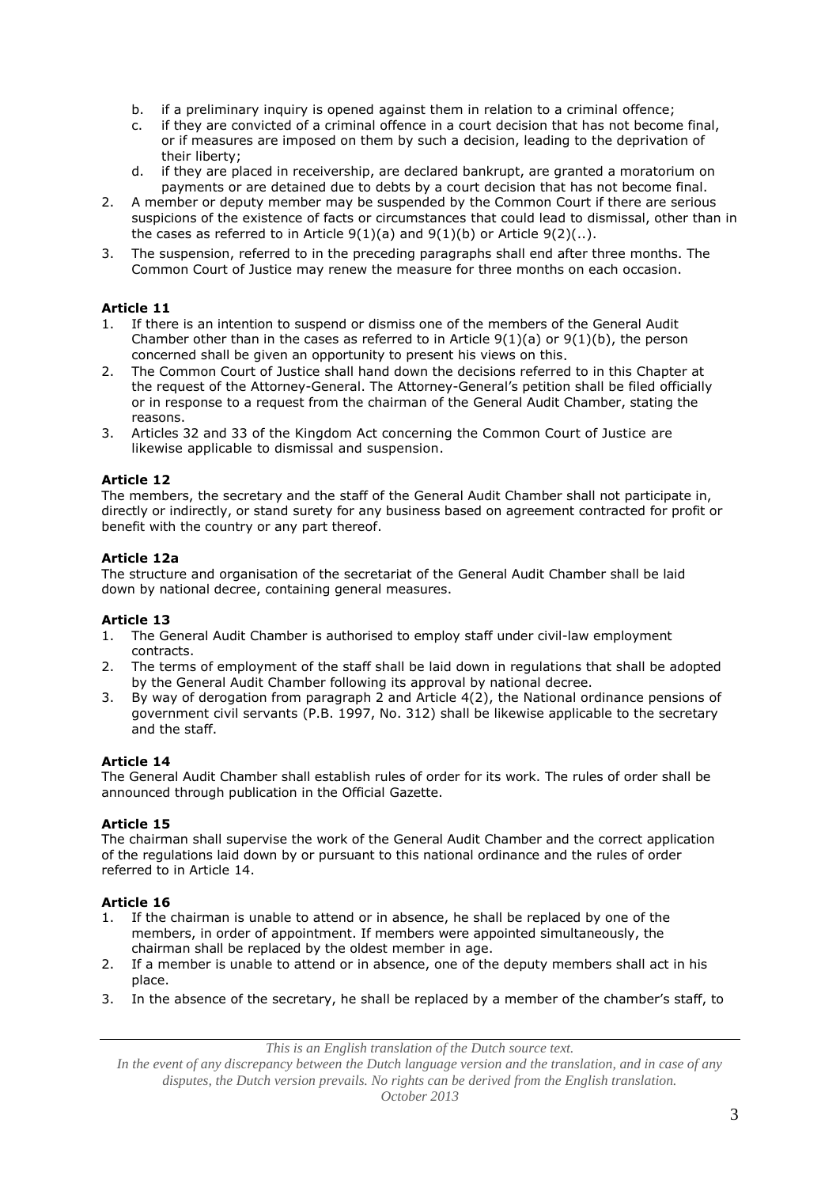b. if a preliminary inquiry is opened against them in relation to a criminal offence;
c. if they are convicted of a criminal offence in a court decision that has not become final, or if measures are imposed on them by such a decision, leading to the deprivation of their liberty;
d. if they are placed in receivership, are declared bankrupt, are granted a moratorium on payments or are detained due to debts by a court decision that has not become final.

2. A member or deputy member may be suspended by the Common Court if there are serious suspicions of the existence of facts or circumstances that could lead to dismissal, other than in the cases as referred to in Article 9(1)(a) and 9(1)(b) or Article 9(2)(..).
3. The suspension, referred to in the preceding paragraphs shall end after three months. The Common Court of Justice may renew the measure for three months on each occasion.

**Article 11**

1. If there is an intention to suspend or dismiss one of the members of the General Audit Chamber other than in the cases as referred to in Article 9(1)(a) or 9(1)(b), the person concerned shall be given an opportunity to present his views on this.
2. The Common Court of Justice shall hand down the decisions referred to in this Chapter at the request of the Attorney-General. The Attorney-General's petition shall be filed officially or in response to a request from the chairman of the General Audit Chamber, stating the reasons.
3. Articles 32 and 33 of the Kingdom Act concerning the Common Court of Justice are likewise applicable to dismissal and suspension.

**Article 12**

The members, the secretary and the staff of the General Audit Chamber shall not participate in, directly or indirectly, or stand surety for any business based on agreement contracted for profit or benefit with the country or any part thereof.

**Article 12a**

The structure and organisation of the secretariat of the General Audit Chamber shall be laid down by national decree, containing general measures.

**Article 13**

1. The General Audit Chamber is authorised to employ staff under civil-law employment contracts.
2. The terms of employment of the staff shall be laid down in regulations that shall be adopted by the General Audit Chamber following its approval by national decree.
3. By way of derogation from paragraph 2 and Article 4(2), the National ordinance pensions of government civil servants (P.B. 1997, No. 312) shall be likewise applicable to the secretary and the staff.

**Article 14**

The General Audit Chamber shall establish rules of order for its work. The rules of order shall be announced through publication in the Official Gazette.

**Article 15**

The chairman shall supervise the work of the General Audit Chamber and the correct application of the regulations laid down by or pursuant to this national ordinance and the rules of order referred to in Article 14.

**Article 16**

1. If the chairman is unable to attend or in absence, he shall be replaced by one of the members, in order of appointment. If members were appointed simultaneously, the chairman shall be replaced by the oldest member in age.
2. If a member is unable to attend or in absence, one of the deputy members shall act in his place.
3. In the absence of the secretary, he shall be replaced by a member of the chamber's staff, to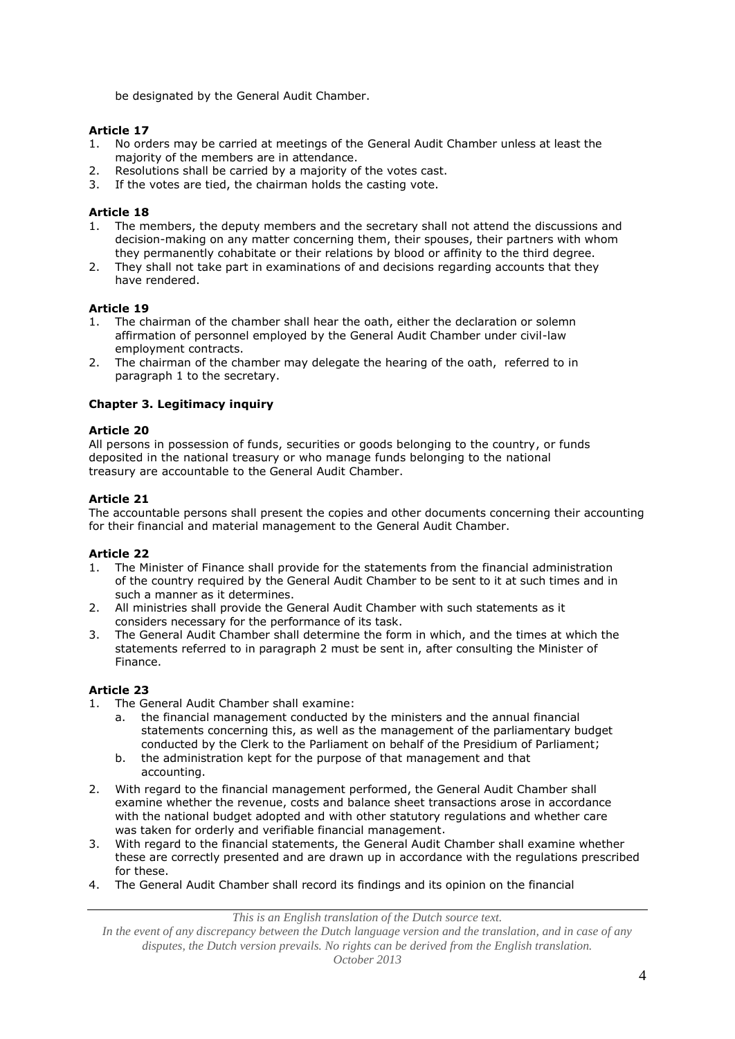be designated by the General Audit Chamber.

**Article 17**

1. No orders may be carried at meetings of the General Audit Chamber unless at least the majority of the members are in attendance.
2. Resolutions shall be carried by a majority of the votes cast.
3. If the votes are tied, the chairman holds the casting vote.

**Article 18**

1. The members, the deputy members and the secretary shall not attend the discussions and decision-making on any matter concerning them, their spouses, their partners with whom they permanently cohabitate or their relations by blood or affinity to the third degree.
2. They shall not take part in examinations of and decisions regarding accounts that they have rendered.

**Article 19**

1. The chairman of the chamber shall hear the oath, either the declaration or solemn affirmation of personnel employed by the General Audit Chamber under civil-law employment contracts.
2. The chairman of the chamber may delegate the hearing of the oath, referred to in paragraph 1 to the secretary.

**Chapter 3. Legitimacy inquiry**

**Article 20**

All persons in possession of funds, securities or goods belonging to the country, or funds deposited in the national treasury or who manage funds belonging to the national treasury are accountable to the General Audit Chamber.

**Article 21**

The accountable persons shall present the copies and other documents concerning their accounting for their financial and material management to the General Audit Chamber.

**Article 22**

1. The Minister of Finance shall provide for the statements from the financial administration of the country required by the General Audit Chamber to be sent to it at such times and in such a manner as it determines.
2. All ministries shall provide the General Audit Chamber with such statements as it considers necessary for the performance of its task.
3. The General Audit Chamber shall determine the form in which, and the times at which the statements referred to in paragraph 2 must be sent in, after consulting the Minister of Finance.

**Article 23**

1. The General Audit Chamber shall examine:
   a. the financial management conducted by the ministers and the annual financial statements concerning this, as well as the management of the parliamentary budget conducted by the Clerk to the Parliament on behalf of the Presidium of Parliament;
   b. the administration kept for the purpose of that management and that accounting.
2. With regard to the financial management performed, the General Audit Chamber shall examine whether the revenue, costs and balance sheet transactions arose in accordance with the national budget adopted and with other statutory regulations and whether care was taken for orderly and verifiable financial management.
3. With regard to the financial statements, the General Audit Chamber shall examine whether these are correctly presented and are drawn up in accordance with the regulations prescribed for these.
4. The General Audit Chamber shall record its findings and its opinion on the financial

*This is an English translation of the Dutch source text.*
*In the event of any discrepancy between the Dutch language version and the translation, and in case of any disputes, the Dutch version prevails. No rights can be derived from the English translation.*
*October 2013*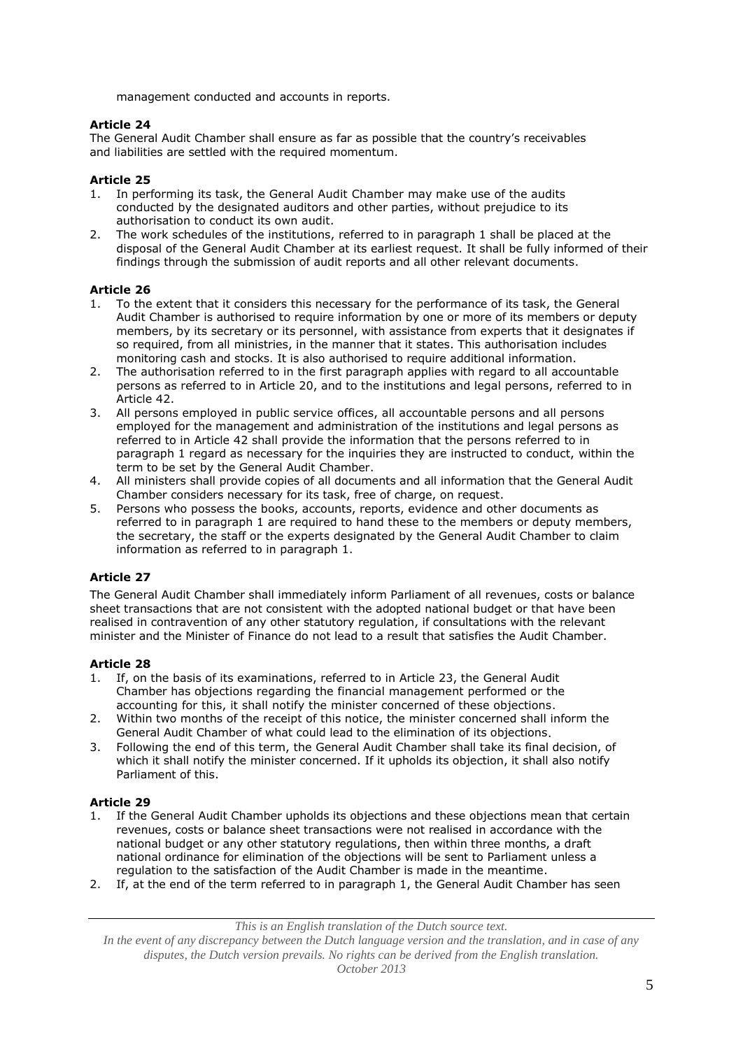management conducted and accounts in reports.

**Article 24**

The General Audit Chamber shall ensure as far as possible that the country's receivables and liabilities are settled with the required momentum.

**Article 25**

1. In performing its task, the General Audit Chamber may make use of the audits conducted by the designated auditors and other parties, without prejudice to its authorisation to conduct its own audit.
2. The work schedules of the institutions, referred to in paragraph 1 shall be placed at the disposal of the General Audit Chamber at its earliest request. It shall be fully informed of their findings through the submission of audit reports and all other relevant documents.

**Article 26**

1. To the extent that it considers this necessary for the performance of its task, the General Audit Chamber is authorised to require information by one or more of its members or deputy members, by its secretary or its personnel, with assistance from experts that it designates if so required, from all ministries, in the manner that it states. This authorisation includes monitoring cash and stocks. It is also authorised to require additional information.
2. The authorisation referred to in the first paragraph applies with regard to all accountable persons as referred to in Article 20, and to the institutions and legal persons, referred to in Article 42.
3. All persons employed in public service offices, all accountable persons and all persons employed for the management and administration of the institutions and legal persons as referred to in Article 42 shall provide the information that the persons referred to in paragraph 1 regard as necessary for the inquiries they are instructed to conduct, within the term to be set by the General Audit Chamber.
4. All ministers shall provide copies of all documents and all information that the General Audit Chamber considers necessary for its task, free of charge, on request.
5. Persons who possess the books, accounts, reports, evidence and other documents as referred to in paragraph 1 are required to hand these to the members or deputy members, the secretary, the staff or the experts designated by the General Audit Chamber to claim information as referred to in paragraph 1.

**Article 27**

The General Audit Chamber shall immediately inform Parliament of all revenues, costs or balance sheet transactions that are not consistent with the adopted national budget or that have been realised in contravention of any other statutory regulation, if consultations with the relevant minister and the Minister of Finance do not lead to a result that satisfies the Audit Chamber.

**Article 28**

1. If, on the basis of its examinations, referred to in Article 23, the General Audit Chamber has objections regarding the financial management performed or the accounting for this, it shall notify the minister concerned of these objections.
2. Within two months of the receipt of this notice, the minister concerned shall inform the General Audit Chamber of what could lead to the elimination of its objections.
3. Following the end of this term, the General Audit Chamber shall take its final decision, of which it shall notify the minister concerned. If it upholds its objection, it shall also notify Parliament of this.

**Article 29**

1. If the General Audit Chamber upholds its objections and these objections mean that certain revenues, costs or balance sheet transactions were not realised in accordance with the national budget or any other statutory regulations, then within three months, a draft national ordinance for elimination of the objections will be sent to Parliament unless a regulation to the satisfaction of the Audit Chamber is made in the meantime.
2. If, at the end of the term referred to in paragraph 1, the General Audit Chamber has seen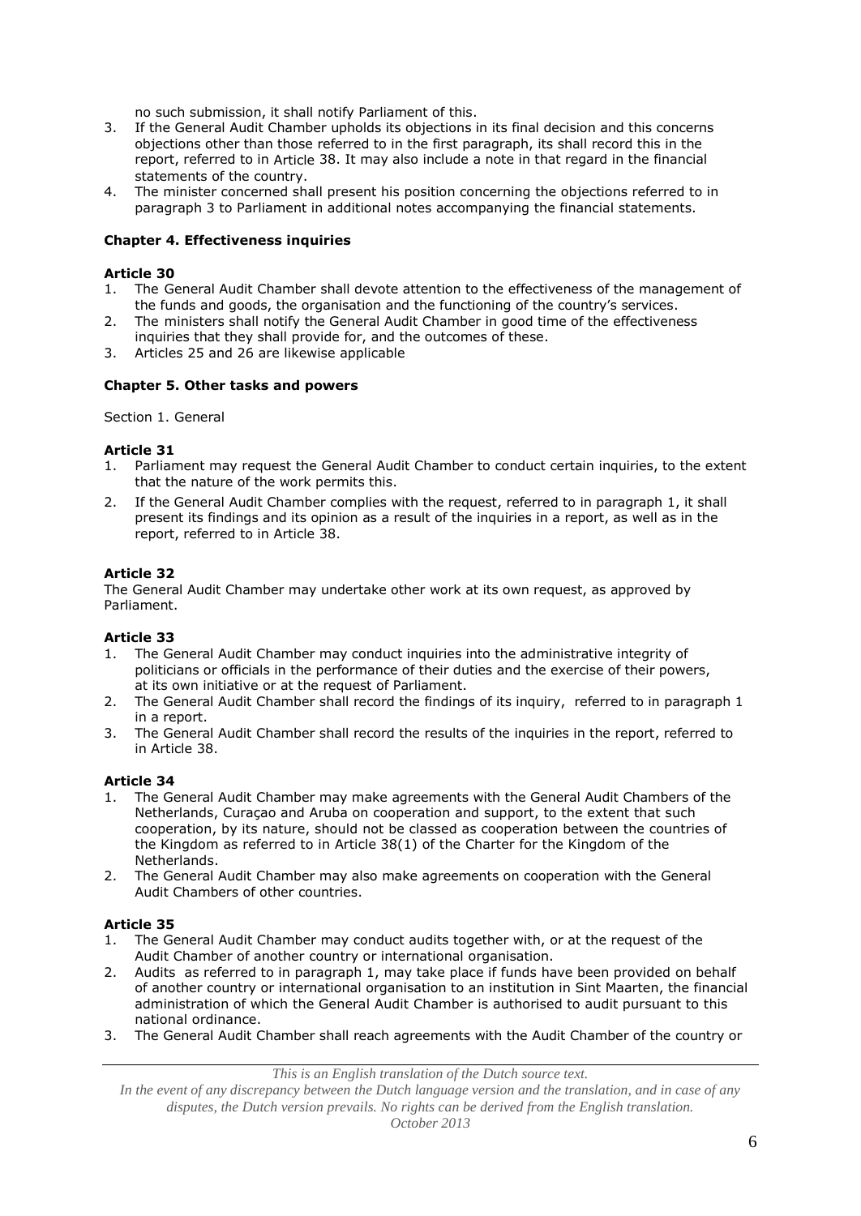no such submission, it shall notify Parliament of this.

3. If the General Audit Chamber upholds its objections in its final decision and this concerns objections other than those referred to in the first paragraph, its shall record this in the report, referred to in Article 38. It may also include a note in that regard in the financial statements of the country.
4. The minister concerned shall present his position concerning the objections referred to in paragraph 3 to Parliament in additional notes accompanying the financial statements.

### Chapter 4. Effectiveness inquiries

#### Article 30

1. The General Audit Chamber shall devote attention to the effectiveness of the management of the funds and goods, the organisation and the functioning of the country's services.
2. The ministers shall notify the General Audit Chamber in good time of the effectiveness inquiries that they shall provide for, and the outcomes of these.
3. Articles 25 and 26 are likewise applicable

### Chapter 5. Other tasks and powers

Section 1. General

#### Article 31

1. Parliament may request the General Audit Chamber to conduct certain inquiries, to the extent that the nature of the work permits this.
2. If the General Audit Chamber complies with the request, referred to in paragraph 1, it shall present its findings and its opinion as a result of the inquiries in a report, as well as in the report, referred to in Article 38.

#### Article 32

The General Audit Chamber may undertake other work at its own request, as approved by Parliament.

#### Article 33

1. The General Audit Chamber may conduct inquiries into the administrative integrity of politicians or officials in the performance of their duties and the exercise of their powers, at its own initiative or at the request of Parliament.
2. The General Audit Chamber shall record the findings of its inquiry, referred to in paragraph 1 in a report.
3. The General Audit Chamber shall record the results of the inquiries in the report, referred to in Article 38.

#### Article 34

1. The General Audit Chamber may make agreements with the General Audit Chambers of the Netherlands, Curaçao and Aruba on cooperation and support, to the extent that such cooperation, by its nature, should not be classed as cooperation between the countries of the Kingdom as referred to in Article 38(1) of the Charter for the Kingdom of the Netherlands.
2. The General Audit Chamber may also make agreements on cooperation with the General Audit Chambers of other countries.

#### Article 35

1. The General Audit Chamber may conduct audits together with, or at the request of the Audit Chamber of another country or international organisation.
2. Audits as referred to in paragraph 1, may take place if funds have been provided on behalf of another country or international organisation to an institution in Sint Maarten, the financial administration of which the General Audit Chamber is authorised to audit pursuant to this national ordinance.
3. The General Audit Chamber shall reach agreements with the Audit Chamber of the country or

*This is an English translation of the Dutch source text.*
*In the event of any discrepancy between the Dutch language version and the translation, and in case of any disputes, the Dutch version prevails. No rights can be derived from the English translation.*
*October 2013*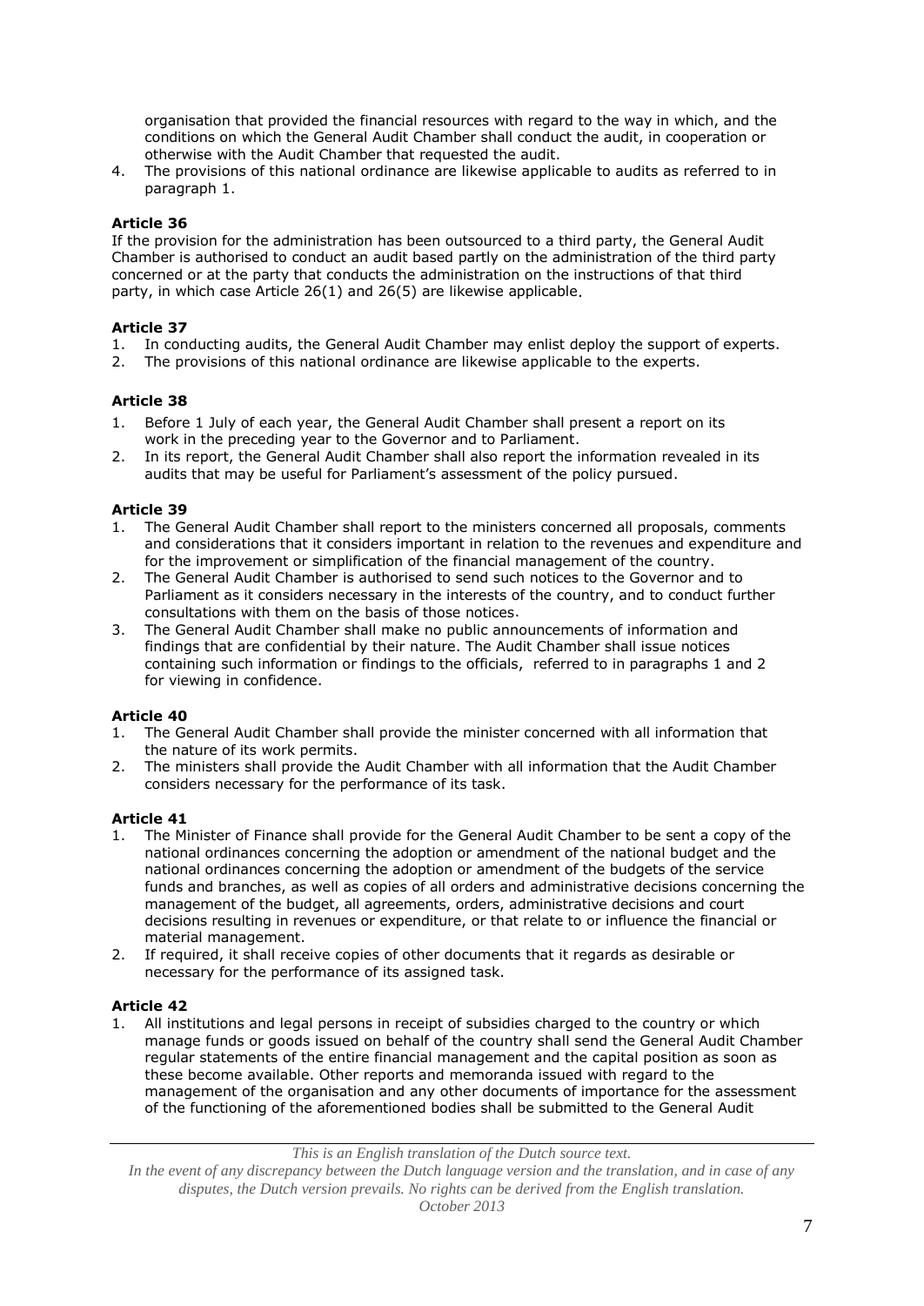organisation that provided the financial resources with regard to the way in which, and the conditions on which the General Audit Chamber shall conduct the audit, in cooperation or otherwise with the Audit Chamber that requested the audit.

4. The provisions of this national ordinance are likewise applicable to audits as referred to in paragraph 1.

**Article 36**

If the provision for the administration has been outsourced to a third party, the General Audit Chamber is authorised to conduct an audit based partly on the administration of the third party concerned or at the party that conducts the administration on the instructions of that third party, in which case Article 26(1) and 26(5) are likewise applicable.

**Article 37**

1. In conducting audits, the General Audit Chamber may enlist deploy the support of experts.
2. The provisions of this national ordinance are likewise applicable to the experts.

**Article 38**

1. Before 1 July of each year, the General Audit Chamber shall present a report on its work in the preceding year to the Governor and to Parliament.
2. In its report, the General Audit Chamber shall also report the information revealed in its audits that may be useful for Parliament's assessment of the policy pursued.

**Article 39**

1. The General Audit Chamber shall report to the ministers concerned all proposals, comments and considerations that it considers important in relation to the revenues and expenditure and for the improvement or simplification of the financial management of the country.
2. The General Audit Chamber is authorised to send such notices to the Governor and to Parliament as it considers necessary in the interests of the country, and to conduct further consultations with them on the basis of those notices.
3. The General Audit Chamber shall make no public announcements of information and findings that are confidential by their nature. The Audit Chamber shall issue notices containing such information or findings to the officials, referred to in paragraphs 1 and 2 for viewing in confidence.

**Article 40**

1. The General Audit Chamber shall provide the minister concerned with all information that the nature of its work permits.
2. The ministers shall provide the Audit Chamber with all information that the Audit Chamber considers necessary for the performance of its task.

**Article 41**

1. The Minister of Finance shall provide for the General Audit Chamber to be sent a copy of the national ordinances concerning the adoption or amendment of the national budget and the national ordinances concerning the adoption or amendment of the budgets of the service funds and branches, as well as copies of all orders and administrative decisions concerning the management of the budget, all agreements, orders, administrative decisions and court decisions resulting in revenues or expenditure, or that relate to or influence the financial or material management.
2. If required, it shall receive copies of other documents that it regards as desirable or necessary for the performance of its assigned task.

**Article 42**

1. All institutions and legal persons in receipt of subsidies charged to the country or which manage funds or goods issued on behalf of the country shall send the General Audit Chamber regular statements of the entire financial management and the capital position as soon as these become available. Other reports and memoranda issued with regard to the management of the organisation and any other documents of importance for the assessment of the functioning of the aforementioned bodies shall be submitted to the General Audit

*This is an English translation of the Dutch source text.*
*In the event of any discrepancy between the Dutch language version and the translation, and in case of any disputes, the Dutch version prevails. No rights can be derived from the English translation.*
*October 2013*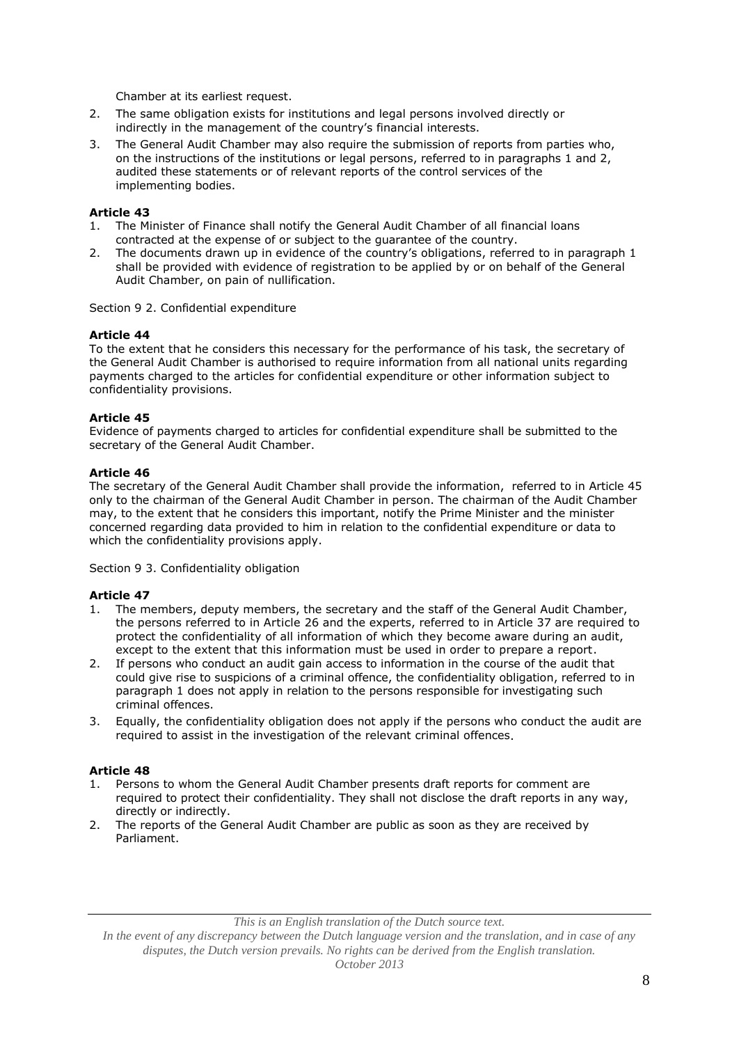Chamber at its earliest request.

2. The same obligation exists for institutions and legal persons involved directly or indirectly in the management of the country's financial interests.
3. The General Audit Chamber may also require the submission of reports from parties who, on the instructions of the institutions or legal persons, referred to in paragraphs 1 and 2, audited these statements or of relevant reports of the control services of the implementing bodies.

**Article 43**

1. The Minister of Finance shall notify the General Audit Chamber of all financial loans contracted at the expense of or subject to the guarantee of the country.
2. The documents drawn up in evidence of the country's obligations, referred to in paragraph 1 shall be provided with evidence of registration to be applied by or on behalf of the General Audit Chamber, on pain of nullification.

Section 9 2. Confidential expenditure

**Article 44**

To the extent that he considers this necessary for the performance of his task, the secretary of the General Audit Chamber is authorised to require information from all national units regarding payments charged to the articles for confidential expenditure or other information subject to confidentiality provisions.

**Article 45**

Evidence of payments charged to articles for confidential expenditure shall be submitted to the secretary of the General Audit Chamber.

**Article 46**

The secretary of the General Audit Chamber shall provide the information, referred to in Article 45 only to the chairman of the General Audit Chamber in person. The chairman of the Audit Chamber may, to the extent that he considers this important, notify the Prime Minister and the minister concerned regarding data provided to him in relation to the confidential expenditure or data to which the confidentiality provisions apply.

Section 9 3. Confidentiality obligation

**Article 47**

1. The members, deputy members, the secretary and the staff of the General Audit Chamber, the persons referred to in Article 26 and the experts, referred to in Article 37 are required to protect the confidentiality of all information of which they become aware during an audit, except to the extent that this information must be used in order to prepare a report.
2. If persons who conduct an audit gain access to information in the course of the audit that could give rise to suspicions of a criminal offence, the confidentiality obligation, referred to in paragraph 1 does not apply in relation to the persons responsible for investigating such criminal offences.
3. Equally, the confidentiality obligation does not apply if the persons who conduct the audit are required to assist in the investigation of the relevant criminal offences.

**Article 48**

1. Persons to whom the General Audit Chamber presents draft reports for comment are required to protect their confidentiality. They shall not disclose the draft reports in any way, directly or indirectly.
2. The reports of the General Audit Chamber are public as soon as they are received by Parliament.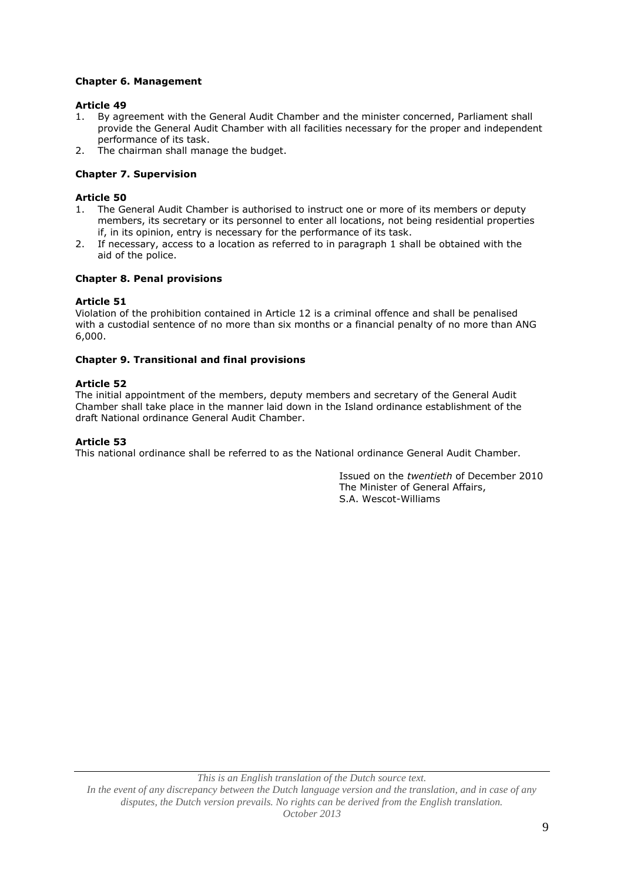**Chapter 6. Management**

**Article 49**

1. By agreement with the General Audit Chamber and the minister concerned, Parliament shall provide the General Audit Chamber with all facilities necessary for the proper and independent performance of its task.
2. The chairman shall manage the budget.

**Chapter 7. Supervision**

**Article 50**

1. The General Audit Chamber is authorised to instruct one or more of its members or deputy members, its secretary or its personnel to enter all locations, not being residential properties if, in its opinion, entry is necessary for the performance of its task.
2. If necessary, access to a location as referred to in paragraph 1 shall be obtained with the aid of the police.

**Chapter 8. Penal provisions**

**Article 51**

Violation of the prohibition contained in Article 12 is a criminal offence and shall be penalised with a custodial sentence of no more than six months or a financial penalty of no more than ANG 6,000.

**Chapter 9. Transitional and final provisions**

**Article 52**

The initial appointment of the members, deputy members and secretary of the General Audit Chamber shall take place in the manner laid down in the Island ordinance establishment of the draft National ordinance General Audit Chamber.

**Article 53**

This national ordinance shall be referred to as the National ordinance General Audit Chamber.

Issued on the *twentieth* of December 2010
The Minister of General Affairs,
S.A. Wescot-Williams

*This is an English translation of the Dutch source text.*
*In the event of any discrepancy between the Dutch language version and the translation, and in case of any disputes, the Dutch version prevails. No rights can be derived from the English translation.*
*October 2013*